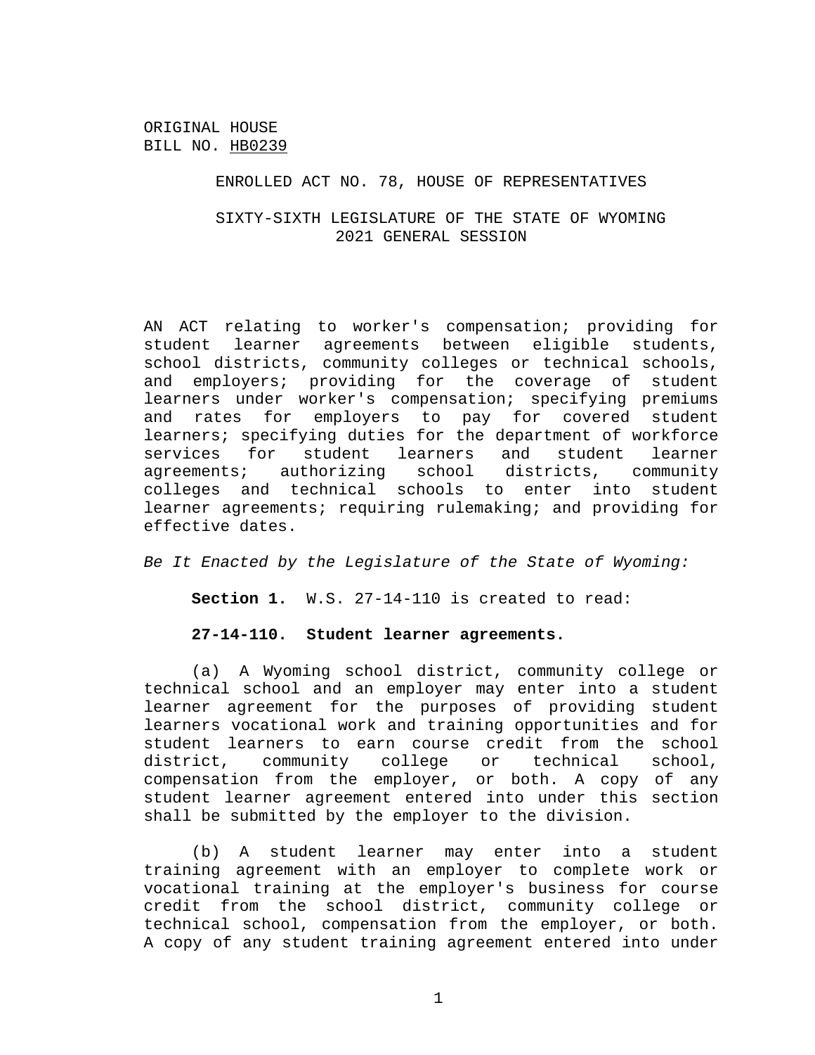ORIGINAL HOUSE
BILL NO. HB0239

ENROLLED ACT NO. 78, HOUSE OF REPRESENTATIVES

SIXTY-SIXTH LEGISLATURE OF THE STATE OF WYOMING
2021 GENERAL SESSION

AN ACT relating to worker's compensation; providing for student learner agreements between eligible students, school districts, community colleges or technical schools, and employers; providing for the coverage of student learners under worker's compensation; specifying premiums and rates for employers to pay for covered student learners; specifying duties for the department of workforce services for student learners and student learner agreements; authorizing school districts, community colleges and technical schools to enter into student learner agreements; requiring rulemaking; and providing for effective dates.

*Be It Enacted by the Legislature of the State of Wyoming:*

**Section 1.** W.S. 27-14-110 is created to read:

**27-14-110. Student learner agreements.**

(a) A Wyoming school district, community college or technical school and an employer may enter into a student learner agreement for the purposes of providing student learners vocational work and training opportunities and for student learners to earn course credit from the school district, community college or technical school, compensation from the employer, or both. A copy of any student learner agreement entered into under this section shall be submitted by the employer to the division.

(b) A student learner may enter into a student training agreement with an employer to complete work or vocational training at the employer's business for course credit from the school district, community college or technical school, compensation from the employer, or both. A copy of any student training agreement entered into under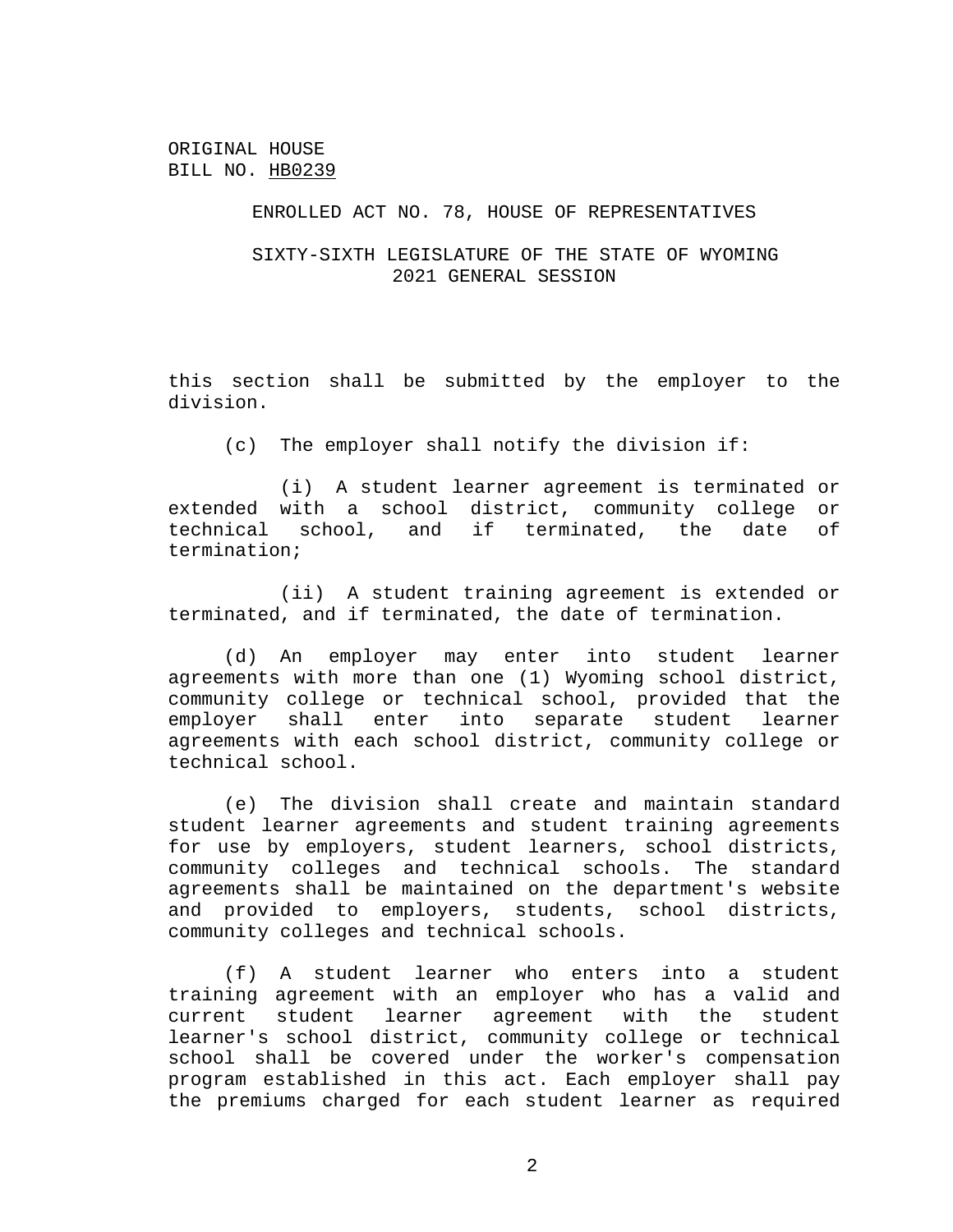this section shall be submitted by the employer to the division.

(c) The employer shall notify the division if:

(i) A student learner agreement is terminated or extended with a school district, community college or technical school, and if terminated, the date of termination;

(ii) A student training agreement is extended or terminated, and if terminated, the date of termination.

(d) An employer may enter into student learner agreements with more than one (1) Wyoming school district, community college or technical school, provided that the employer shall enter into separate student learner agreements with each school district, community college or technical school.

(e) The division shall create and maintain standard student learner agreements and student training agreements for use by employers, student learners, school districts, community colleges and technical schools. The standard agreements shall be maintained on the department's website and provided to employers, students, school districts, community colleges and technical schools.

(f) A student learner who enters into a student training agreement with an employer who has a valid and current student learner agreement with the student learner's school district, community college or technical school shall be covered under the worker's compensation program established in this act. Each employer shall pay the premiums charged for each student learner as required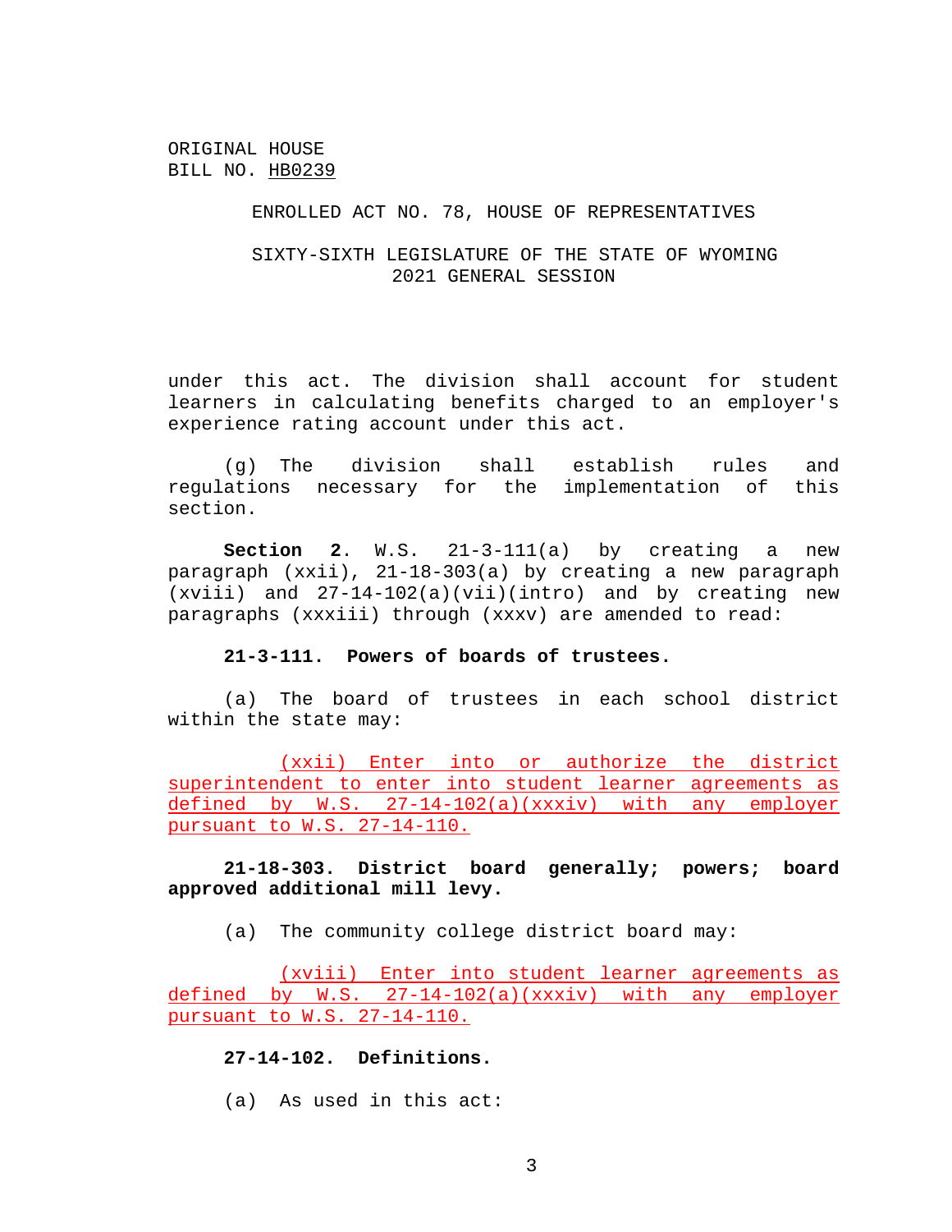ORIGINAL HOUSE
BILL NO. HB0239

ENROLLED ACT NO. 78, HOUSE OF REPRESENTATIVES

SIXTY-SIXTH LEGISLATURE OF THE STATE OF WYOMING
2021 GENERAL SESSION

under this act. The division shall account for student learners in calculating benefits charged to an employer's experience rating account under this act.

(g) The division shall establish rules and regulations necessary for the implementation of this section.

**Section 2**. W.S. 21-3-111(a) by creating a new paragraph (xxii), 21-18-303(a) by creating a new paragraph (xviii) and 27-14-102(a)(vii)(intro) and by creating new paragraphs (xxxiii) through (xxxv) are amended to read:

**21-3-111. Powers of boards of trustees.**

(a) The board of trustees in each school district within the state may:

(xxii) Enter into or authorize the district superintendent to enter into student learner agreements as defined by W.S. 27-14-102(a)(xxxiv) with any employer pursuant to W.S. 27-14-110.

**21-18-303. District board generally; powers; board approved additional mill levy.**

(a) The community college district board may:

(xviii) Enter into student learner agreements as defined by W.S. 27-14-102(a)(xxxiv) with any employer pursuant to W.S. 27-14-110.

**27-14-102. Definitions.**

(a) As used in this act: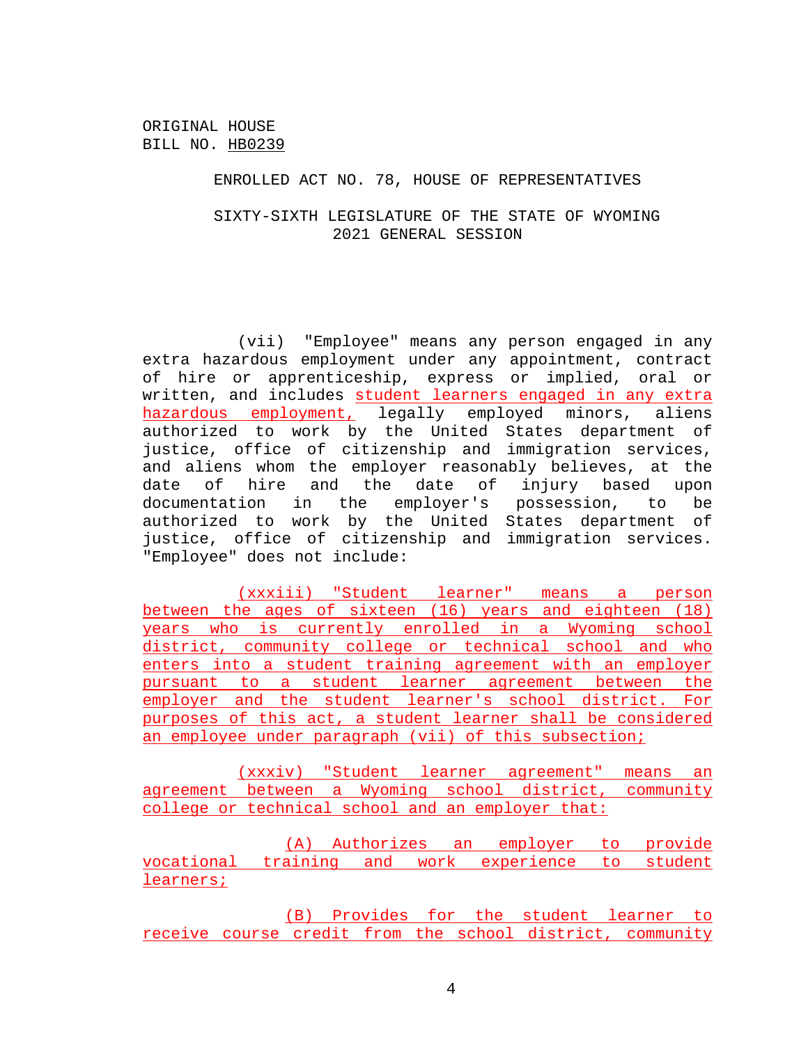ORIGINAL HOUSE
BILL NO. HB0239

ENROLLED ACT NO. 78, HOUSE OF REPRESENTATIVES

SIXTY-SIXTH LEGISLATURE OF THE STATE OF WYOMING
2021 GENERAL SESSION

(vii) "Employee" means any person engaged in any extra hazardous employment under any appointment, contract of hire or apprenticeship, express or implied, oral or written, and includes student learners engaged in any extra hazardous employment, legally employed minors, aliens authorized to work by the United States department of justice, office of citizenship and immigration services, and aliens whom the employer reasonably believes, at the date of hire and the date of injury based upon documentation in the employer's possession, to be authorized to work by the United States department of justice, office of citizenship and immigration services. "Employee" does not include:

(xxxiii) "Student learner" means a person between the ages of sixteen (16) years and eighteen (18) years who is currently enrolled in a Wyoming school district, community college or technical school and who enters into a student training agreement with an employer pursuant to a student learner agreement between the employer and the student learner's school district. For purposes of this act, a student learner shall be considered an employee under paragraph (vii) of this subsection;

(xxxiv) "Student learner agreement" means an agreement between a Wyoming school district, community college or technical school and an employer that:

(A) Authorizes an employer to provide vocational training and work experience to student learners;

(B) Provides for the student learner to receive course credit from the school district, community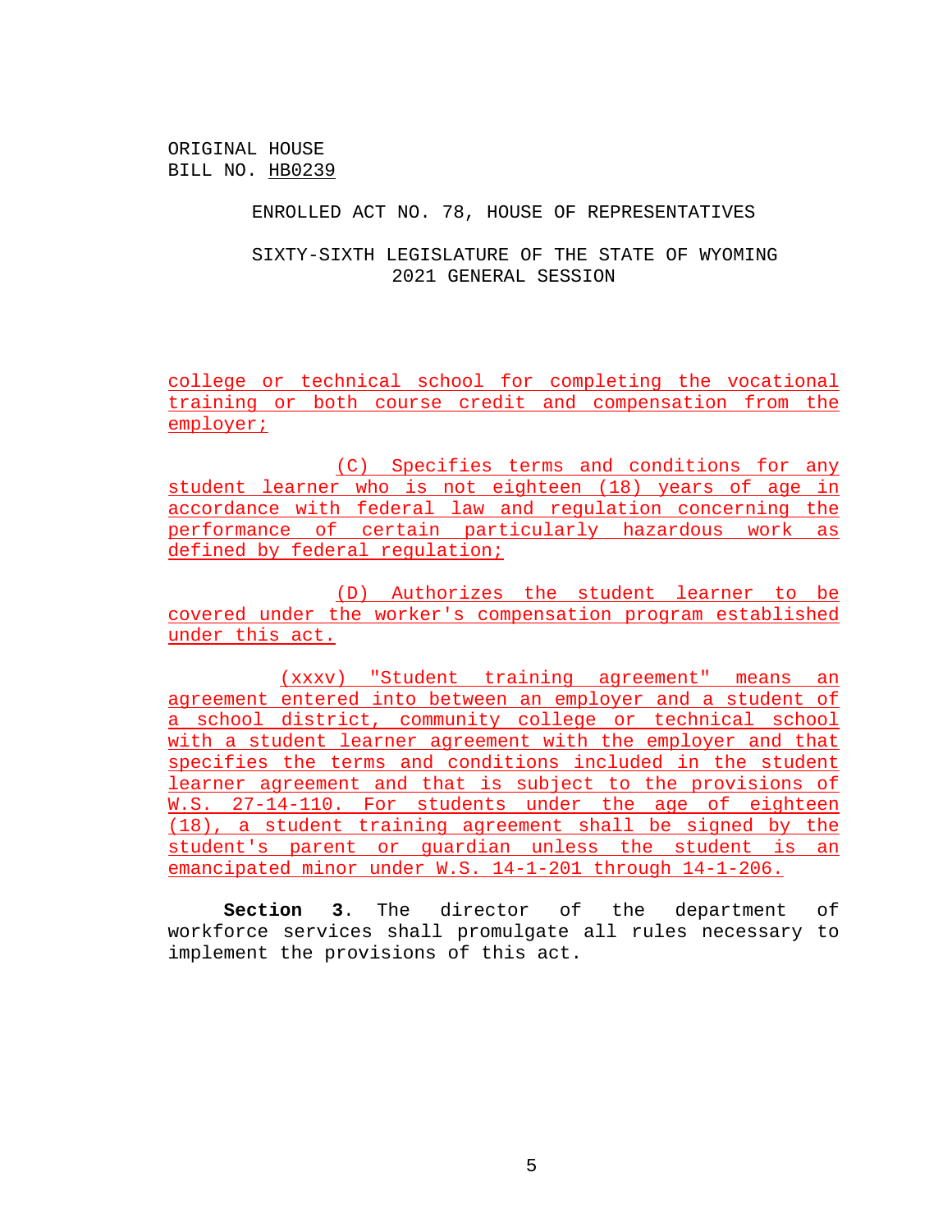ORIGINAL HOUSE
BILL NO. HB0239

ENROLLED ACT NO. 78, HOUSE OF REPRESENTATIVES

SIXTY-SIXTH LEGISLATURE OF THE STATE OF WYOMING
2021 GENERAL SESSION

college or technical school for completing the vocational training or both course credit and compensation from the employer;

(C) Specifies terms and conditions for any student learner who is not eighteen (18) years of age in accordance with federal law and regulation concerning the performance of certain particularly hazardous work as defined by federal regulation;

(D) Authorizes the student learner to be covered under the worker's compensation program established under this act.

(xxxv) "Student training agreement" means an agreement entered into between an employer and a student of a school district, community college or technical school with a student learner agreement with the employer and that specifies the terms and conditions included in the student learner agreement and that is subject to the provisions of W.S. 27-14-110. For students under the age of eighteen (18), a student training agreement shall be signed by the student's parent or guardian unless the student is an emancipated minor under W.S. 14-1-201 through 14-1-206.

**Section 3**. The director of the department of workforce services shall promulgate all rules necessary to implement the provisions of this act.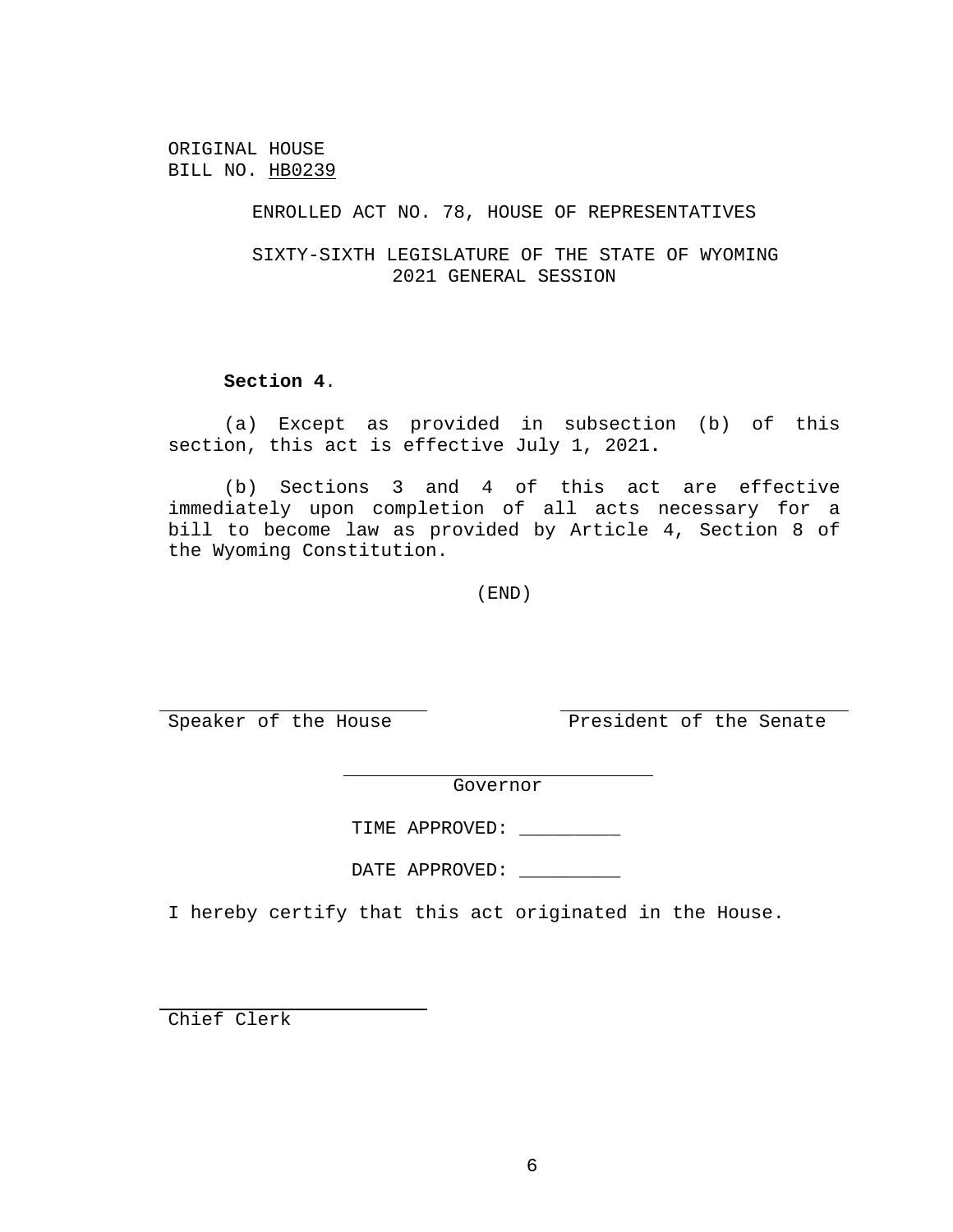ORIGINAL HOUSE
BILL NO. HB0239

ENROLLED ACT NO. 78, HOUSE OF REPRESENTATIVES

SIXTY-SIXTH LEGISLATURE OF THE STATE OF WYOMING
2021 GENERAL SESSION

**Section 4**.

(a) Except as provided in subsection (b) of this section, this act is effective July 1, 2021.

(b) Sections 3 and 4 of this act are effective immediately upon completion of all acts necessary for a bill to become law as provided by Article 4, Section 8 of the Wyoming Constitution.

(END)

Speaker of the House

President of the Senate

Governor

TIME APPROVED: _________

DATE APPROVED: _________

I hereby certify that this act originated in the House.

Chief Clerk